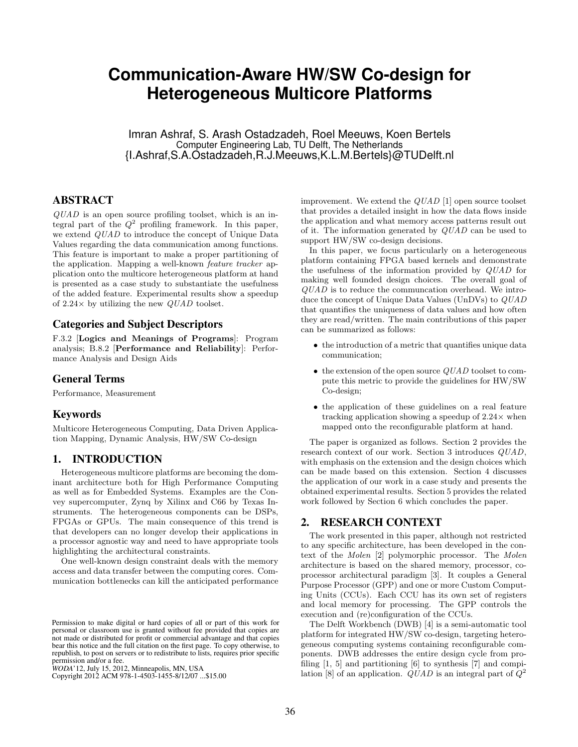# Communication-Aware HW/SW Co-design for Heterogeneous Multicore Platforms

Imran Ashraf, S. Arash Ostadzadeh, Roel Meeuws, Koen Bertels
Computer Engineering Lab, TU Delft, The Netherlands
{I.Ashraf,S.A.Ostadzadeh,R.J.Meeuws,K.L.M.Bertels}@TUDelft.nl

## ABSTRACT

*QUAD* is an open source profiling toolset, which is an integral part of the $Q^2$ profiling framework. In this paper, we extend *QUAD* to introduce the concept of Unique Data Values regarding the data communication among functions. This feature is important to make a proper partitioning of the application. Mapping a well-known *feature tracker* application onto the multicore heterogeneous platform at hand is presented as a case study to substantiate the usefulness of the added feature. Experimental results show a speedup of 2.24× by utilizing the new *QUAD* toolset.

## Categories and Subject Descriptors

F.3.2 [**Logics and Meanings of Programs**]: Program analysis; B.8.2 [**Performance and Reliability**]: Performance Analysis and Design Aids

## General Terms

Performance, Measurement

## Keywords

Multicore Heterogeneous Computing, Data Driven Application Mapping, Dynamic Analysis, HW/SW Co-design

## 1. INTRODUCTION

Heterogeneous multicore platforms are becoming the dominant architecture both for High Performance Computing as well as for Embedded Systems. Examples are the Convey supercomputer, Zynq by Xilinx and C66 by Texas Instruments. The heterogeneous components can be DSPs, FPGAs or GPUs. The main consequence of this trend is that developers can no longer develop their applications in a processor agnostic way and need to have appropriate tools highlighting the architectural constraints.

One well-known design constraint deals with the memory access and data transfer between the computing cores. Communication bottlenecks can kill the anticipated performance improvement. We extend the *QUAD* [1] open source toolset that provides a detailed insight in how the data flows inside the application and what memory access patterns result out of it. The information generated by *QUAD* can be used to support HW/SW co-design decisions.

In this paper, we focus particularly on a heterogeneous platform containing FPGA based kernels and demonstrate the usefulness of the information provided by *QUAD* for making well founded design choices. The overall goal of *QUAD* is to reduce the communcation overhead. We introduce the concept of Unique Data Values (UnDVs) to *QUAD* that quantifies the uniqueness of data values and how often they are read/written. The main contributions of this paper can be summarized as follows:

- the introduction of a metric that quantifies unique data communication;
- the extension of the open source *QUAD* toolset to compute this metric to provide the guidelines for HW/SW Co-design;
- the application of these guidelines on a real feature tracking application showing a speedup of 2.24× when mapped onto the reconfigurable platform at hand.

The paper is organized as follows. Section 2 provides the research context of our work. Section 3 introduces *QUAD*, with emphasis on the extension and the design choices which can be made based on this extension. Section 4 discusses the application of our work in a case study and presents the obtained experimental results. Section 5 provides the related work followed by Section 6 which concludes the paper.

## 2. RESEARCH CONTEXT

The work presented in this paper, although not restricted to any specific architecture, has been developed in the context of the *Molen* [2] polymorphic processor. The *Molen* architecture is based on the shared memory, processor, coprocessor architectural paradigm [3]. It couples a General Purpose Processor (GPP) and one or more Custom Computing Units (CCUs). Each CCU has its own set of registers and local memory for processing. The GPP controls the execution and (re)configuration of the CCUs.

The Delft Workbench (DWB) [4] is a semi-automatic tool platform for integrated HW/SW co-design, targeting heterogeneous computing systems containing reconfigurable components. DWB addresses the entire design cycle from profiling [1, 5] and partitioning [6] to synthesis [7] and compilation [8] of an application. *QUAD* is an integral part of $Q^2$

Permission to make digital or hard copies of all or part of this work for personal or classroom use is granted without fee provided that copies are not made or distributed for profit or commercial advantage and that copies bear this notice and the full citation on the first page. To copy otherwise, to republish, to post on servers or to redistribute to lists, requires prior specific permission and/or a fee.
*WODA*'12, July 15, 2012, Minneapolis, MN, USA
Copyright 2012 ACM 978-1-4503-1455-8/12/07 ...$15.00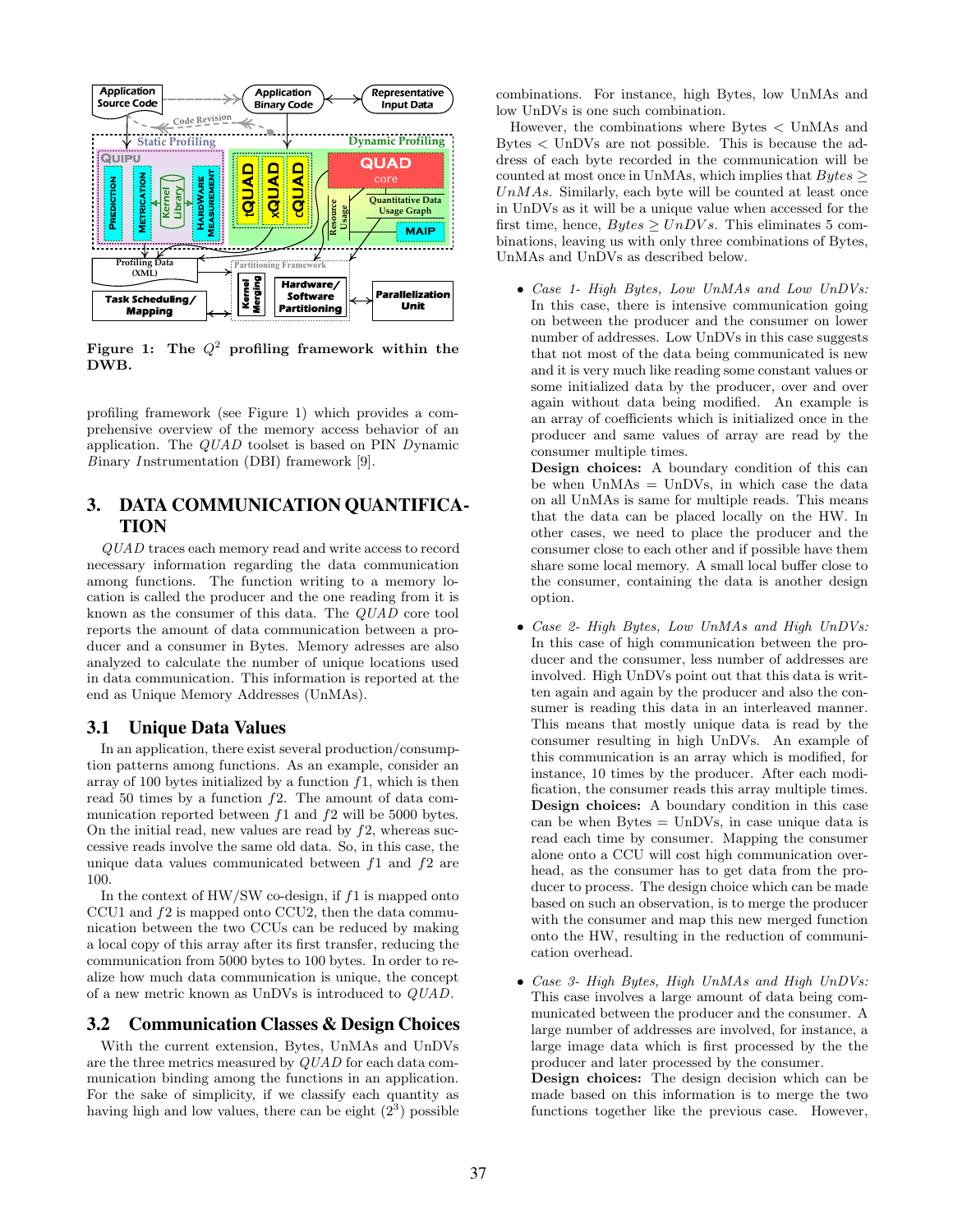**Figure 1: The $Q^2$ profiling framework within the DWB.**

profiling framework (see Figure 1) which provides a comprehensive overview of the memory access behavior of an application. The *QUAD* toolset is based on PIN *D*ynamic *B*inary *I*nstrumentation (DBI) framework [9].

## 3. DATA COMMUNICATION QUANTIFICATION

*QUAD* traces each memory read and write access to record necessary information regarding the data communication among functions. The function writing to a memory location is called the producer and the one reading from it is known as the consumer of this data. The *QUAD* core tool reports the amount of data communication between a producer and a consumer in Bytes. Memory adresses are also analyzed to calculate the number of unique locations used in data communication. This information is reported at the end as Unique Memory Addresses (UnMAs).

### 3.1 Unique Data Values

In an application, there exist several production/consumption patterns among functions. As an example, consider an array of 100 bytes initialized by a function $f1$, which is then read 50 times by a function $f2$. The amount of data communication reported between $f1$ and $f2$ will be 5000 bytes. On the initial read, new values are read by $f2$, whereas successive reads involve the same old data. So, in this case, the unique data values communicated between $f1$ and $f2$ are 100.

In the context of HW/SW co-design, if $f1$ is mapped onto CCU1 and $f2$ is mapped onto CCU2, then the data communication between the two CCUs can be reduced by making a local copy of this array after its first transfer, reducing the communication from 5000 bytes to 100 bytes. In order to realize how much data communication is unique, the concept of a new metric known as UnDVs is introduced to *QUAD*.

### 3.2 Communication Classes & Design Choices

With the current extension, Bytes, UnMAs and UnDVs are the three metrics measured by *QUAD* for each data communication binding among the functions in an application. For the sake of simplicity, if we classify each quantity as having high and low values, there can be eight ($2^3$) possible combinations. For instance, high Bytes, low UnMAs and low UnDVs is one such combination.

However, the combinations where Bytes < UnMAs and Bytes < UnDVs are not possible. This is because the address of each byte recorded in the communication will be counted at most once in UnMAs, which implies that $Bytes \geq UnMAs$. Similarly, each byte will be counted at least once in UnDVs as it will be a unique value when accessed for the first time, hence, $Bytes \geq UnDVs$. This eliminates 5 combinations, leaving us with only three combinations of Bytes, UnMAs and UnDVs as described below.

- *Case 1- High Bytes, Low UnMAs and Low UnDVs:* In this case, there is intensive communication going on between the producer and the consumer on lower number of addresses. Low UnDVs in this case suggests that not most of the data being communicated is new and it is very much like reading some constant values or some initialized data by the producer, over and over again without data being modified. An example is an array of coefficients which is initialized once in the producer and same values of array are read by the consumer multiple times.
  **Design choices:** A boundary condition of this can be when UnMAs = UnDVs, in which case the data on all UnMAs is same for multiple reads. This means that the data can be placed locally on the HW. In other cases, we need to place the producer and the consumer close to each other and if possible have them share some local memory. A small local buffer close to the consumer, containing the data is another design option.

- *Case 2- High Bytes, Low UnMAs and High UnDVs:* In this case of high communication between the producer and the consumer, less number of addresses are involved. High UnDVs point out that this data is written again and again by the producer and also the consumer is reading this data in an interleaved manner. This means that mostly unique data is read by the consumer resulting in high UnDVs. An example of this communication is an array which is modified, for instance, 10 times by the producer. After each modification, the consumer reads this array multiple times.
  **Design choices:** A boundary condition in this case can be when Bytes = UnDVs, in case unique data is read each time by consumer. Mapping the consumer alone onto a CCU will cost high communication overhead, as the consumer has to get data from the producer to process. The design choice which can be made based on such an observation, is to merge the producer with the consumer and map this new merged function onto the HW, resulting in the reduction of communication overhead.

- *Case 3- High Bytes, High UnMAs and High UnDVs:* This case involves a large amount of data being communicated between the producer and the consumer. A large number of addresses are involved, for instance, a large image data which is first processed by the the producer and later processed by the consumer.
  **Design choices:** The design decision which can be made based on this information is to merge the two functions together like the previous case. However,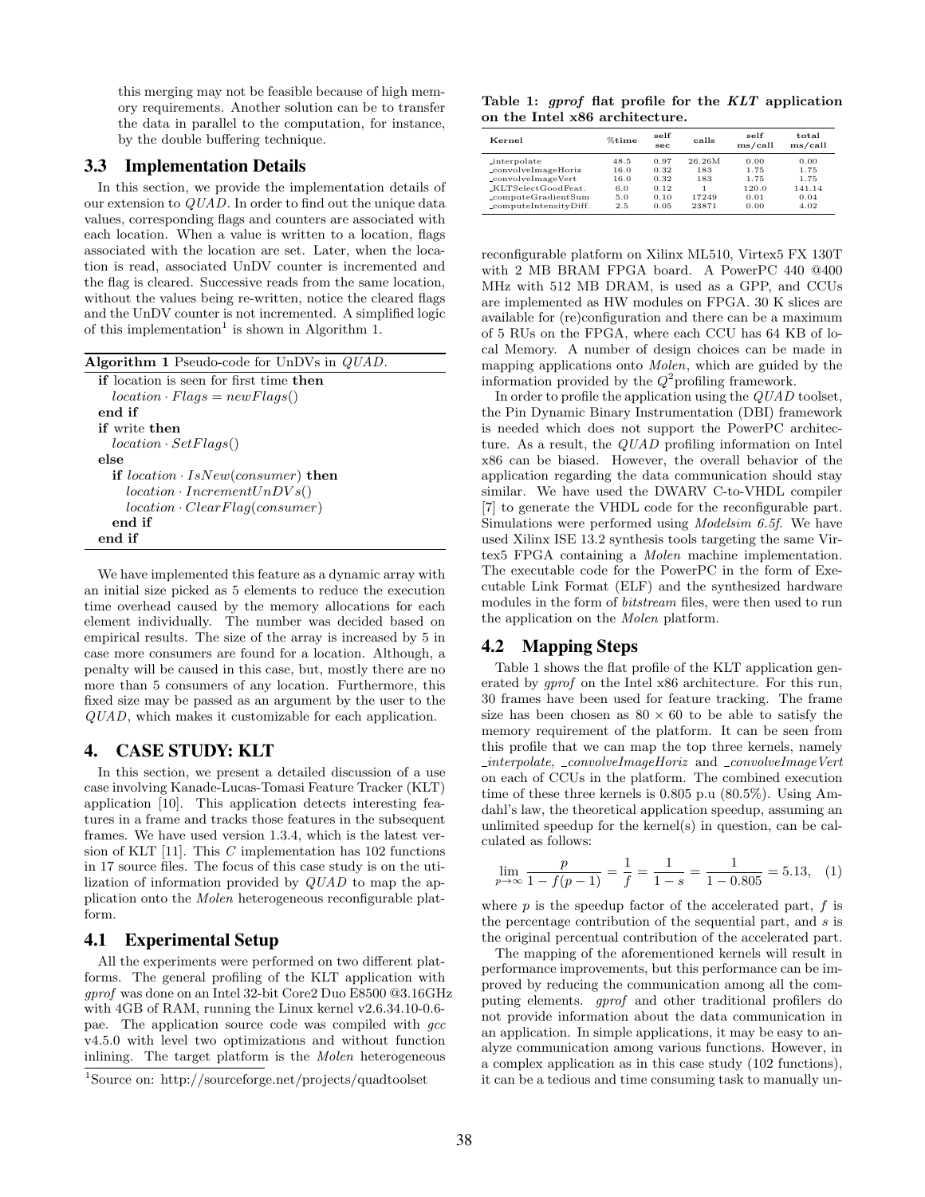this merging may not be feasible because of high memory requirements. Another solution can be to transfer the data in parallel to the computation, for instance, by the double buffering technique.

### 3.3 Implementation Details

In this section, we provide the implementation details of our extension to *QUAD*. In order to find out the unique data values, corresponding flags and counters are associated with each location. When a value is written to a location, flags associated with the location are set. Later, when the location is read, associated UnDV counter is incremented and the flag is cleared. Successive reads from the same location, without the values being re-written, notice the cleared flags and the UnDV counter is not incremented. A simplified logic of this implementation[1] is shown in Algorithm 1.

**Algorithm 1** Pseudo-code for UnDVs in *QUAD*.

```
if location is seen for first time then
    location · Flags = newFlags()
end if
if write then
    location · SetFlags()
else
    if location · IsNew(consumer) then
        location · IncrementUnDVs()
        location · ClearFlag(consumer)
    end if
end if
```

We have implemented this feature as a dynamic array with an initial size picked as 5 elements to reduce the execution time overhead caused by the memory allocations for each element individually. The number was decided based on empirical results. The size of the array is increased by 5 in case more consumers are found for a location. Although, a penalty will be caused in this case, but, mostly there are no more than 5 consumers of any location. Furthermore, this fixed size may be passed as an argument by the user to the *QUAD*, which makes it customizable for each application.

## 4. CASE STUDY: KLT

In this section, we present a detailed discussion of a use case involving Kanade-Lucas-Tomasi Feature Tracker (KLT) application [10]. This application detects interesting features in a frame and tracks those features in the subsequent frames. We have used version 1.3.4, which is the latest version of KLT [11]. This *C* implementation has 102 functions in 17 source files. The focus of this case study is on the utilization of information provided by *QUAD* to map the application onto the *Molen* heterogeneous reconfigurable platform.

### 4.1 Experimental Setup

All the experiments were performed on two different platforms. The general profiling of the KLT application with *gprof* was done on an Intel 32-bit Core2 Duo E8500 @3.16GHz with 4GB of RAM, running the Linux kernel v2.6.34.10-0.6-pae. The application source code was compiled with *gcc* v4.5.0 with level two optimizations and without function inlining. The target platform is the *Molen* heterogeneous reconfigurable platform on Xilinx ML510, Virtex5 FX 130T with 2 MB BRAM FPGA board. A PowerPC 440 @400 MHz with 512 MB DRAM, is used as a GPP, and CCUs are implemented as HW modules on FPGA. 30 K slices are available for (re)configuration and there can be a maximum of 5 RUs on the FPGA, where each CCU has 64 KB of local Memory. A number of design choices can be made in mapping applications onto *Molen*, which are guided by the information provided by the $Q^2$profiling framework.

In order to profile the application using the *QUAD* toolset, the Pin Dynamic Binary Instrumentation (DBI) framework is needed which does not support the PowerPC architecture. As a result, the *QUAD* profiling information on Intel x86 can be biased. However, the overall behavior of the application regarding the data communication should stay similar. We have used the DWARV C-to-VHDL compiler [7] to generate the VHDL code for the reconfigurable part. Simulations were performed using *Modelsim 6.5f*. We have used Xilinx ISE 13.2 synthesis tools targeting the same Virtex5 FPGA containing a *Molen* machine implementation. The executable code for the PowerPC in the form of Executable Link Format (ELF) and the synthesized hardware modules in the form of *bitstream* files, were then used to run the application on the *Molen* platform.

[1]Source on: http://sourceforge.net/projects/quadtoolset

**Table 1: *gprof* flat profile for the *KLT* application on the Intel x86 architecture.**

| Kernel | %time | self sec | calls | self ms/call | total ms/call |
|---|---|---|---|---|---|
| _interpolate | 48.5 | 0.97 | 26.26M | 0.00 | 0.00 |
| _convolveImageHoriz | 16.0 | 0.32 | 183 | 1.75 | 1.75 |
| _convolveImageVert | 16.0 | 0.32 | 183 | 1.75 | 1.75 |
| _KLTSelectGoodFeat. | 6.0 | 0.12 | 1 | 120.0 | 141.14 |
| _computeGradientSum | 5.0 | 0.10 | 17249 | 0.01 | 0.04 |
| _computeIntensityDiff. | 2.5 | 0.05 | 23871 | 0.00 | 4.02 |

### 4.2 Mapping Steps

Table 1 shows the flat profile of the KLT application generated by *gprof* on the Intel x86 architecture. For this run, 30 frames have been used for feature tracking. The frame size has been chosen as $80 \times 60$ to be able to satisfy the memory requirement of the platform. It can be seen from this profile that we can map the top three kernels, namely *_interpolate*, *_convolveImageHoriz* and *_convolveImageVert* on each of CCUs in the platform. The combined execution time of these three kernels is 0.805 p.u (80.5%). Using Amdahl's law, the theoretical application speedup, assuming an unlimited speedup for the kernel(s) in question, can be calculated as follows:

$$\lim_{p\to\infty} \frac{p}{1 - f(p-1)} = \frac{1}{f} = \frac{1}{1-s} = \frac{1}{1-0.805} = 5.13, \quad (1)$$

where $p$ is the speedup factor of the accelerated part, $f$ is the percentage contribution of the sequential part, and $s$ is the original percentual contribution of the accelerated part.

The mapping of the aforementioned kernels will result in performance improvements, but this performance can be improved by reducing the communication among all the computing elements. *gprof* and other traditional profilers do not provide information about the data communication in an application. In simple applications, it may be easy to analyze communication among various functions. However, in a complex application as in this case study (102 functions), it can be a tedious and time consuming task to manually un-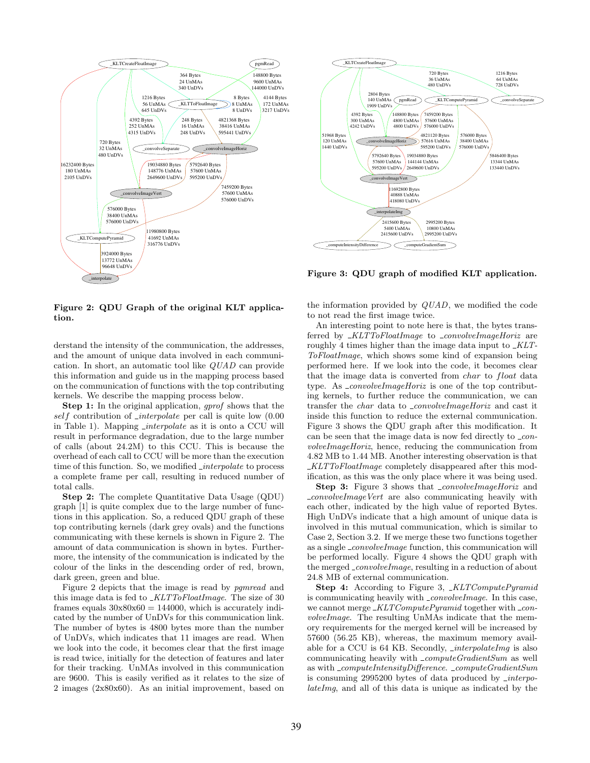**Figure 2: QDU Graph of the original KLT application.**

**Figure 3: QDU graph of modified KLT application.**

derstand the intensity of the communication, the addresses, and the amount of unique data involved in each communication. In short, an automatic tool like *QUAD* can provide this information and guide us in the mapping process based on the communication of functions with the top contributing kernels. We describe the mapping process below.

**Step 1:** In the original application, *gprof* shows that the *self* contribution of *_interpolate* per call is quite low (0.00 in Table 1). Mapping *_interpolate* as it is onto a CCU will result in performance degradation, due to the large number of calls (about 24.2M) to this CCU. This is because the overhead of each call to CCU will be more than the execution time of this function. So, we modified *_interpolate* to process a complete frame per call, resulting in reduced number of total calls.

**Step 2:** The complete Quantitative Data Usage (QDU) graph [1] is quite complex due to the large number of functions in this application. So, a reduced QDU graph of these top contributing kernels (dark grey ovals) and the functions communicating with these kernels is shown in Figure 2. The amount of data communication is shown in bytes. Furthermore, the intensity of the communication is indicated by the colour of the links in the descending order of red, brown, dark green, green and blue.

Figure 2 depicts that the image is read by *pgmread* and this image data is fed to *_KLTToFloatImage*. The size of 30 frames equals 30x80x60 = 144000, which is accurately indicated by the number of UnDVs for this communication link. The number of bytes is 4800 bytes more than the number of UnDVs, which indicates that 11 images are read. When we look into the code, it becomes clear that the first image is read twice, initially for the detection of features and later for their tracking. UnMAs involved in this communication are 9600. This is easily verified as it relates to the size of 2 images (2x80x60). As an initial improvement, based on the information provided by *QUAD*, we modified the code to not read the first image twice.

An interesting point to note here is that, the bytes transferred by *_KLTToFloatImage* to *_convolveImageHoriz* are roughly 4 times higher than the image data input to *_KLTToFloatImage*, which shows some kind of expansion being performed here. If we look into the code, it becomes clear that the image data is converted from *char* to *float* data type. As *_convolveImageHoriz* is one of the top contributing kernels, to further reduce the communication, we can transfer the *char* data to *_convolveImageHoriz* and cast it inside this function to reduce the external communication. Figure 3 shows the QDU graph after this modification. It can be seen that the image data is now fed directly to *_convolveImageHoriz*, hence, reducing the communication from 4.82 MB to 1.44 MB. Another interesting observation is that *_KLTToFloatImage* completely disappeared after this modification, as this was the only place where it was being used.

**Step 3:** Figure 3 shows that *_convolveImageHoriz* and *_convolveImageVert* are also communicating heavily with each other, indicated by the high value of reported Bytes. High UnDVs indicate that a high amount of unique data is involved in this mutual communication, which is similar to Case 2, Section 3.2. If we merge these two functions together as a single *_convolveImage* function, this communication will be performed locally. Figure 4 shows the QDU graph with the merged *_convolveImage*, resulting in a reduction of about 24.8 MB of external communication.

**Step 4:** According to Figure 3, *_KLTComputePyramid* is communicating heavily with *_convolveImage*. In this case, we cannot merge *_KLTComputePyramid* together with *_convolveImage*. The resulting UnMAs indicate that the memory requirements for the merged kernel will be increased by 57600 (56.25 KB), whereas, the maximum memory available for a CCU is 64 KB. Secondly, *_interpolateImg* is also communicating heavily with *_computeGradientSum* as well as with *_computeIntensityDifference*. *_computeGradientSum* is consuming 2995200 bytes of data produced by *_interpolateImg*, and all of this data is unique as indicated by the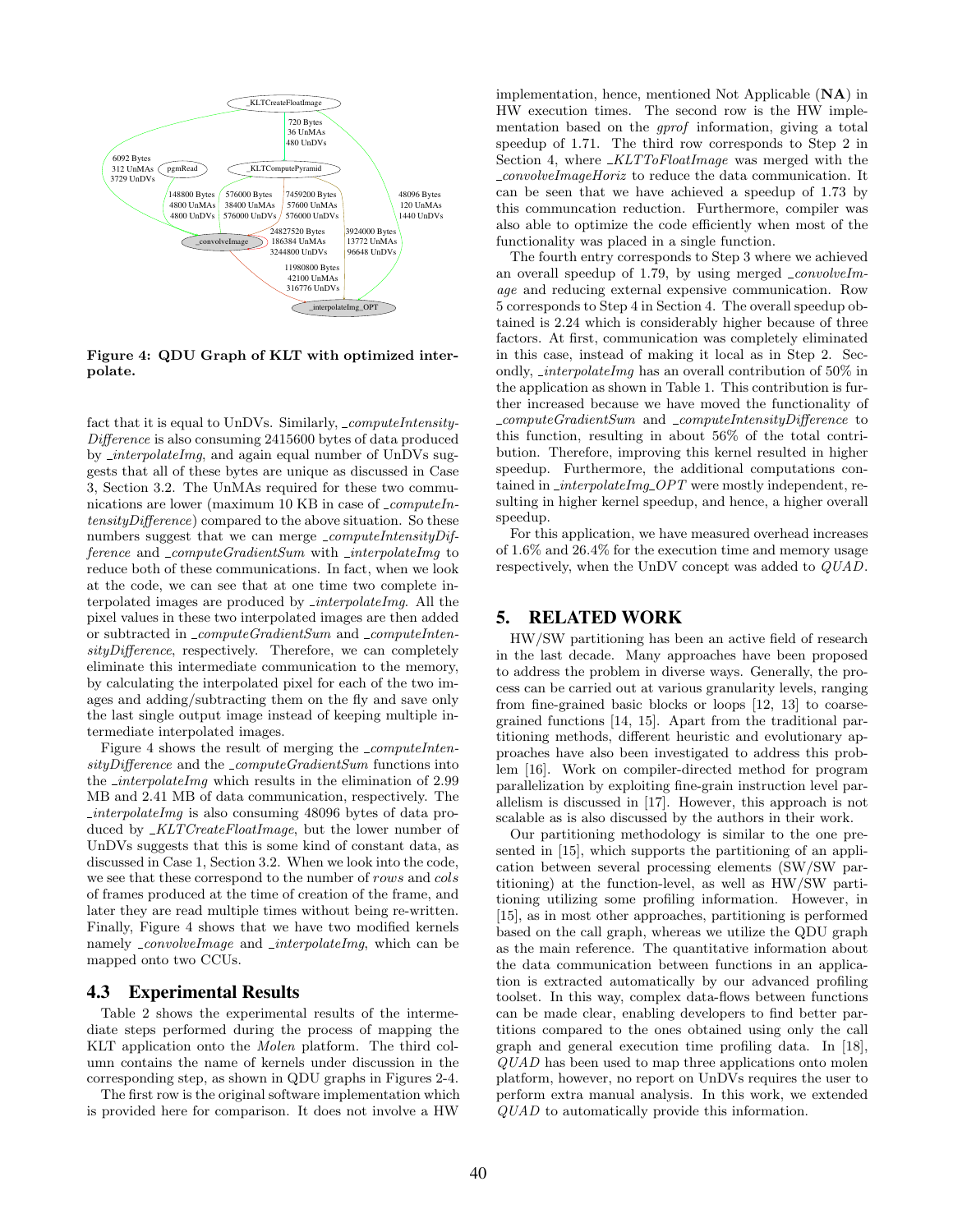Figure 4: QDU Graph of KLT with optimized interpolate.

fact that it is equal to UnDVs. Similarly, *_computeIntensityDifference* is also consuming 2415600 bytes of data produced by *_interpolateImg*, and again equal number of UnDVs suggests that all of these bytes are unique as discussed in Case 3, Section 3.2. The UnMAs required for these two communications are lower (maximum 10 KB in case of *_computeIntensityDifference*) compared to the above situation. So these numbers suggest that we can merge *_computeIntensityDifference* and *_computeGradientSum* with *_interpolateImg* to reduce both of these communications. In fact, when we look at the code, we can see that at one time two complete interpolated images are produced by *_interpolateImg*. All the pixel values in these two interpolated images are then added or subtracted in *_computeGradientSum* and *_computeIntensityDifference*, respectively. Therefore, we can completely eliminate this intermediate communication to the memory, by calculating the interpolated pixel for each of the two images and adding/subtracting them on the fly and save only the last single output image instead of keeping multiple intermediate interpolated images.

Figure 4 shows the result of merging the *_computeIntensityDifference* and the *_computeGradientSum* functions into the *_interpolateImg* which results in the elimination of 2.99 MB and 2.41 MB of data communication, respectively. The *_interpolateImg* is also consuming 48096 bytes of data produced by *_KLTCreateFloatImage*, but the lower number of UnDVs suggests that this is some kind of constant data, as discussed in Case 1, Section 3.2. When we look into the code, we see that these correspond to the number of *rows* and *cols* of frames produced at the time of creation of the frame, and later they are read multiple times without being re-written. Finally, Figure 4 shows that we have two modified kernels namely *_convolveImage* and *_interpolateImg*, which can be mapped onto two CCUs.

### 4.3 Experimental Results

Table 2 shows the experimental results of the intermediate steps performed during the process of mapping the KLT application onto the *Molen* platform. The third column contains the name of kernels under discussion in the corresponding step, as shown in QDU graphs in Figures 2-4.

The first row is the original software implementation which is provided here for comparison. It does not involve a HW implementation, hence, mentioned Not Applicable (**NA**) in HW execution times. The second row is the HW implementation based on the *gprof* information, giving a total speedup of 1.71. The third row corresponds to Step 2 in Section 4, where *_KLTToFloatImage* was merged with the *_convolveImageHoriz* to reduce the data communication. It can be seen that we have achieved a speedup of 1.73 by this communcation reduction. Furthermore, compiler was also able to optimize the code efficiently when most of the functionality was placed in a single function.

The fourth entry corresponds to Step 3 where we achieved an overall speedup of 1.79, by using merged *_convolveImage* and reducing external expensive communication. Row 5 corresponds to Step 4 in Section 4. The overall speedup obtained is 2.24 which is considerably higher because of three factors. At first, communication was completely eliminated in this case, instead of making it local as in Step 2. Secondly, *_interpolateImg* has an overall contribution of 50% in the application as shown in Table 1. This contribution is further increased because we have moved the functionality of *_computeGradientSum* and *_computeIntensityDifference* to this function, resulting in about 56% of the total contribution. Therefore, improving this kernel resulted in higher speedup. Furthermore, the additional computations contained in *_interpolateImg_OPT* were mostly independent, resulting in higher kernel speedup, and hence, a higher overall speedup.

For this application, we have measured overhead increases of 1.6% and 26.4% for the execution time and memory usage respectively, when the UnDV concept was added to *QUAD*.

## 5. RELATED WORK

HW/SW partitioning has been an active field of research in the last decade. Many approaches have been proposed to address the problem in diverse ways. Generally, the process can be carried out at various granularity levels, ranging from fine-grained basic blocks or loops [12, 13] to coarse-grained functions [14, 15]. Apart from the traditional partitioning methods, different heuristic and evolutionary approaches have also been investigated to address this problem [16]. Work on compiler-directed method for program parallelization by exploiting fine-grain instruction level parallelism is discussed in [17]. However, this approach is not scalable as is also discussed by the authors in their work.

Our partitioning methodology is similar to the one presented in [15], which supports the partitioning of an application between several processing elements (SW/SW partitioning) at the function-level, as well as HW/SW partitioning utilizing some profiling information. However, in [15], as in most other approaches, partitioning is performed based on the call graph, whereas we utilize the QDU graph as the main reference. The quantitative information about the data communication between functions in an application is extracted automatically by our advanced profiling toolset. In this way, complex data-flows between functions can be made clear, enabling developers to find better partitions compared to the ones obtained using only the call graph and general execution time profiling data. In [18], *QUAD* has been used to map three applications onto molen platform, however, no report on UnDVs requires the user to perform extra manual analysis. In this work, we extended *QUAD* to automatically provide this information.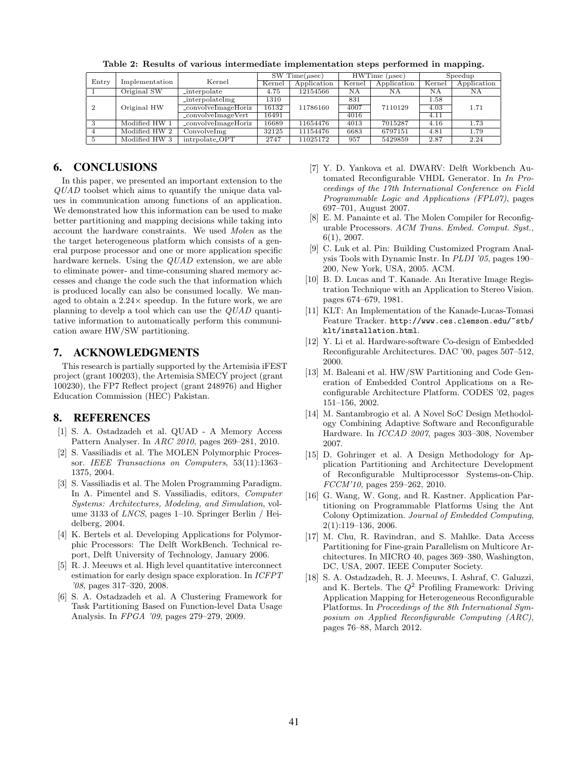**Table 2: Results of various intermediate implementation steps performed in mapping.**

| Entry | Implementation | Kernel | SW Time($\mu$sec) | | HWTime ($\mu$sec) | | Speedup | |
|---|---|---|---|---|---|---|---|---|
| | | | Kernel | Application | Kernel | Application | Kernel | Application |
| 1 | Original SW | _interpolate | 4.75 | 12154566 | NA | NA | NA | NA |
| 2 | Original HW | _interpolateImg | 1310 | 11786160 | 831 | 7110129 | 1.58 | 1.71 |
| | | _convolveImageHoriz | 16132 | | 4007 | | 4.03 | |
| | | _convolveImageVert | 16491 | | 4016 | | 4.11 | |
| 3 | Modified HW 1 | _convolveImageHoriz | 16689 | 11654476 | 4013 | 7015287 | 4.16 | 1.73 |
| 4 | Modified HW 2 | ConvolveImg | 32125 | 11154476 | 6683 | 6797151 | 4.81 | 1.79 |
| 5 | Modified HW 3 | intrpolate_OPT | 2747 | 11025172 | 957 | 5429859 | 2.87 | 2.24 |

## 6. CONCLUSIONS

In this paper, we presented an important extension to the *QUAD* toolset which aims to quantify the unique data values in communication among functions of an application. We demonstrated how this information can be used to make better partitioning and mapping decisions while taking into account the hardware constraints. We used *Molen* as the target heterogeneous platform which consists of a general purpose processor and one or more application specific hardware kernels. Using the *QUAD* extension, we are able to eliminate power- and time-consuming shared memory accesses and change the code such the that information which is produced locally can also be consumed locally. We managed to obtain a 2.24× speedup. In the future work, we are planning to develp a tool which can use the *QUAD* quantitative information to automatically perform this communication aware HW/SW partitioning.

## 7. ACKNOWLEDGMENTS

This research is partially supported by the Artemisia iFEST project (grant 100203), the Artemisia SMECY project (grant 100230), the FP7 Reflect project (grant 248976) and Higher Education Commission (HEC) Pakistan.

## 8. REFERENCES

[1] S. A. Ostadzadeh et al. QUAD - A Memory Access Pattern Analyser. In *ARC 2010*, pages 269–281, 2010.

[2] S. Vassiliadis et al. The MOLEN Polymorphic Processor. *IEEE Transactions on Computers*, 53(11):1363–1375, 2004.

[3] S. Vassiliadis et al. The Molen Programming Paradigm. In A. Pimentel and S. Vassiliadis, editors, *Computer Systems: Architectures, Modeling, and Simulation*, volume 3133 of *LNCS*, pages 1–10. Springer Berlin / Heidelberg, 2004.

[4] K. Bertels et al. Developing Applications for Polymorphic Processors: The Delft WorkBench. Technical report, Delft University of Technology, January 2006.

[5] R. J. Meeuws et al. High level quantitative interconnect estimation for early design space exploration. In *ICFPT '08*, pages 317–320, 2008.

[6] S. A. Ostadzadeh et al. A Clustering Framework for Task Partitioning Based on Function-level Data Usage Analysis. In *FPGA '09*, pages 279–279, 2009.

[7] Y. D. Yankova et al. DWARV: Delft Workbench Automated Reconfigurable VHDL Generator. In *In Proceedings of the 17th International Conference on Field Programmable Logic and Applications (FPL07)*, pages 697–701, August 2007.

[8] E. M. Panainte et al. The Molen Compiler for Reconfigurable Processors. *ACM Trans. Embed. Comput. Syst.*, 6(1), 2007.

[9] C. Luk et al. Pin: Building Customized Program Analysis Tools with Dynamic Instr. In *PLDI '05*, pages 190–200, New York, USA, 2005. ACM.

[10] B. D. Lucas and T. Kanade. An Iterative Image Registration Technique with an Application to Stereo Vision. pages 674–679, 1981.

[11] KLT: An Implementation of the Kanade-Lucas-Tomasi Feature Tracker. `http://www.ces.clemson.edu/~stb/klt/installation.html`.

[12] Y. Li et al. Hardware-software Co-design of Embedded Reconfigurable Architectures. DAC '00, pages 507–512, 2000.

[13] M. Baleani et al. HW/SW Partitioning and Code Generation of Embedded Control Applications on a Reconfigurable Architecture Platform. CODES '02, pages 151–156, 2002.

[14] M. Santambrogio et al. A Novel SoC Design Methodology Combining Adaptive Software and Reconfigurable Hardware. In *ICCAD 2007*, pages 303–308, November 2007.

[15] D. Gohringer et al. A Design Methodology for Application Partitioning and Architecture Development of Reconfigurable Multiprocessor Systems-on-Chip. *FCCM'10*, pages 259–262, 2010.

[16] G. Wang, W. Gong, and R. Kastner. Application Partitioning on Programmable Platforms Using the Ant Colony Optimization. *Journal of Embedded Computing*, 2(1):119–136, 2006.

[17] M. Chu, R. Ravindran, and S. Mahlke. Data Access Partitioning for Fine-grain Parallelism on Multicore Architectures. In MICRO 40, pages 369–380, Washington, DC, USA, 2007. IEEE Computer Society.

[18] S. A. Ostadzadeh, R. J. Meeuws, I. Ashraf, C. Galuzzi, and K. Bertels. The $Q^2$ Profiling Framework: Driving Application Mapping for Heterogeneous Reconfigurable Platforms. In *Proceedings of the 8th International Symposium on Applied Reconfigurable Computing (ARC)*, pages 76–88, March 2012.